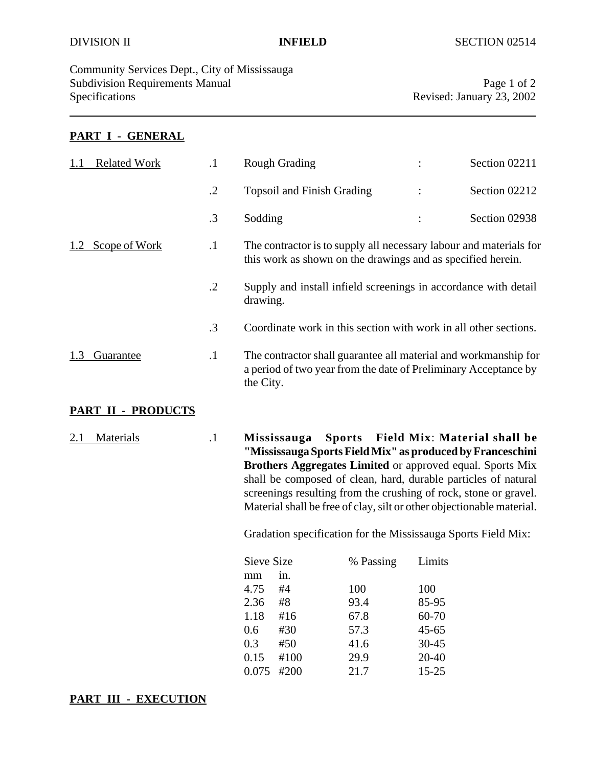DIVISION II **INFIELD** SECTION 02514

Community Services Dept., City of Mississauga
Subdivision Requirements Manual
Specifications
Revised: January 23, 2002

## PART I - GENERAL

**1.1 Related Work**

.1 Rough Grading : Section 02211

.2 Topsoil and Finish Grading : Section 02212

.3 Sodding : Section 02938

**1.2 Scope of Work**

.1 The contractor is to supply all necessary labour and materials for this work as shown on the drawings and as specified herein.

.2 Supply and install infield screenings in accordance with detail drawing.

.3 Coordinate work in this section with work in all other sections.

**1.3 Guarantee**

.1 The contractor shall guarantee all material and workmanship for a period of two year from the date of Preliminary Acceptance by the City.

## PART II - PRODUCTS

**2.1 Materials**

.1 **Mississauga Sports Field Mix**: **Material shall be "Mississauga Sports Field Mix" as produced by Franceschini Brothers Aggregates Limited** or approved equal. Sports Mix shall be composed of clean, hard, durable particles of natural screenings resulting from the crushing of rock, stone or gravel. Material shall be free of clay, silt or other objectionable material.

Gradation specification for the Mississauga Sports Field Mix:

| Sieve Size mm | in. | % Passing | Limits |
|---|---|---|---|
| 4.75 | #4 | 100 | 100 |
| 2.36 | #8 | 93.4 | 85-95 |
| 1.18 | #16 | 67.8 | 60-70 |
| 0.6 | #30 | 57.3 | 45-65 |
| 0.3 | #50 | 41.6 | 30-45 |
| 0.15 | #100 | 29.9 | 20-40 |
| 0.075 | #200 | 21.7 | 15-25 |

## PART III - EXECUTION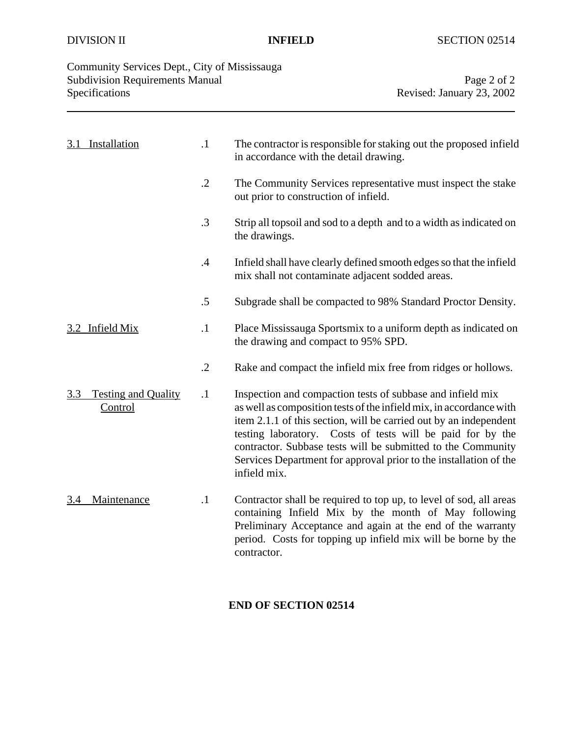### 3.1 Installation

.1 The contractor is responsible for staking out the proposed infield in accordance with the detail drawing.

.2 The Community Services representative must inspect the stake out prior to construction of infield.

.3 Strip all topsoil and sod to a depth and to a width as indicated on the drawings.

.4 Infield shall have clearly defined smooth edges so that the infield mix shall not contaminate adjacent sodded areas.

.5 Subgrade shall be compacted to 98% Standard Proctor Density.

### 3.2 Infield Mix

.1 Place Mississauga Sportsmix to a uniform depth as indicated on the drawing and compact to 95% SPD.

.2 Rake and compact the infield mix free from ridges or hollows.

### 3.3 Testing and Quality Control

.1 Inspection and compaction tests of subbase and infield mix as well as composition tests of the infield mix, in accordance with item 2.1.1 of this section, will be carried out by an independent testing laboratory. Costs of tests will be paid for by the contractor. Subbase tests will be submitted to the Community Services Department for approval prior to the installation of the infield mix.

### 3.4 Maintenance

.1 Contractor shall be required to top up, to level of sod, all areas containing Infield Mix by the month of May following Preliminary Acceptance and again at the end of the warranty period. Costs for topping up infield mix will be borne by the contractor.

**END OF SECTION 02514**